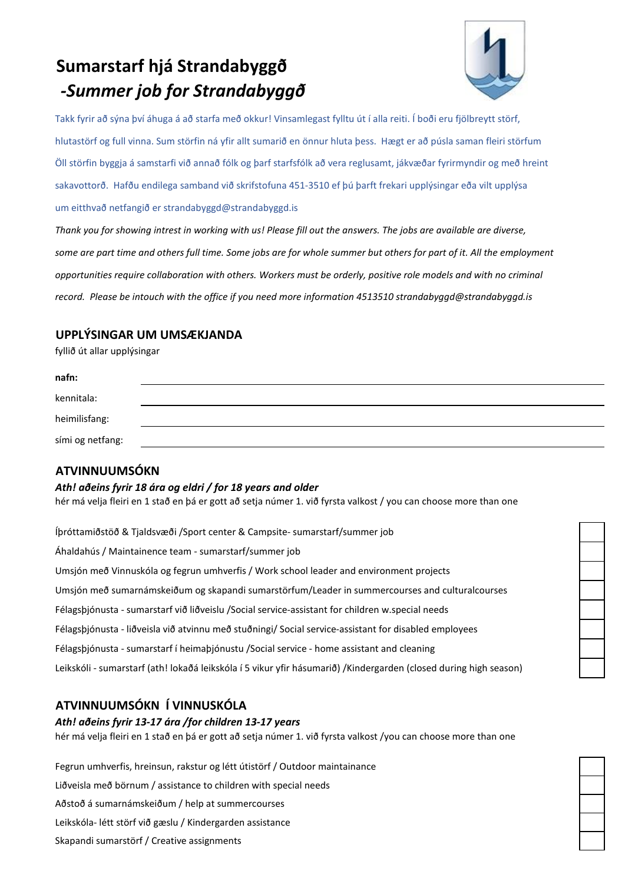# Sumarstarf hjá Strandabyggð
# *-Summer job for Strandabyggð*

Takk fyrir að sýna því áhuga á að starfa með okkur! Vinsamlegast fylltu út í alla reiti. Í boði eru fjölbreytt störf, hlutastörf og full vinna. Sum störfin ná yfir allt sumarið en önnur hluta þess. Hægt er að púsla saman fleiri störfum Öll störfin byggja á samstarfi við annað fólk og þarf starfsfólk að vera reglusamt, jákvæðar fyrirmyndir og með hreint sakavottorð. Hafðu endilega samband við skrifstofuna 451-3510 ef þú þarft frekari upplýsingar eða vilt upplýsa um eitthvað netfangið er strandabyggd@strandabyggd.is

*Thank you for showing intrest in working with us! Please fill out the answers. The jobs are available are diverse, some are part time and others full time. Some jobs are for whole summer but others for part of it. All the employment opportunities require collaboration with others. Workers must be orderly, positive role models and with no criminal record. Please be intouch with the office if you need more information 4513510 strandabyggd@strandabyggd.is*

## UPPLÝSINGAR UM UMSÆKJANDA

fyllið út allar upplýsingar

**nafn:** ______________________________

kennitala: ______________________________

heimilisfang: ______________________________

sími og netfang: ______________________________

## ATVINNUUMSÓKN

***Ath! aðeins fyrir 18 ára og eldri / for 18 years and older***

hér má velja fleiri en 1 stað en þá er gott að setja númer 1. við fyrsta valkost / you can choose more than one

| | |
|---|---|
| Íþróttamiðstöð & Tjaldsvæði /Sport center & Campsite- sumarstarf/summer job | ☐ |
| Áhaldahús / Maintainence team - sumarstarf/summer job | ☐ |
| Umsjón með Vinnuskóla og fegrun umhverfis / Work school leader and environment projects | ☐ |
| Umsjón með sumarnámskeiðum og skapandi sumarstörfum/Leader in summercourses and culturalcourses | ☐ |
| Félagsþjónusta - sumarstarf við liðveislu /Social service-assistant for children w.special needs | ☐ |
| Félagsþjónusta - liðveisla við atvinnu með stuðningi/ Social service-assistant for disabled employees | ☐ |
| Félagsþjónusta - sumarstarf í heimaþjónustu /Social service - home assistant and cleaning | ☐ |
| Leikskóli - sumarstarf (ath! lokaðá leikskóla í 5 vikur yfir hásumarið) /Kindergarden (closed during high season) | ☐ |

## ATVINNUUMSÓKN Í VINNUSKÓLA

***Ath! aðeins fyrir 13-17 ára /for children 13-17 years***

hér má velja fleiri en 1 stað en þá er gott að setja númer 1. við fyrsta valkost /you can choose more than one

| | |
|---|---|
| Fegrun umhverfis, hreinsun, rakstur og létt útistörf / Outdoor maintainance | ☐ |
| Liðveisla með börnum / assistance to children with special needs | ☐ |
| Aðstoð á sumarnámskeiðum / help at summercourses | ☐ |
| Leikskóla- létt störf við gæslu / Kindergarden assistance | ☐ |
| Skapandi sumarstörf / Creative assignments | ☐ |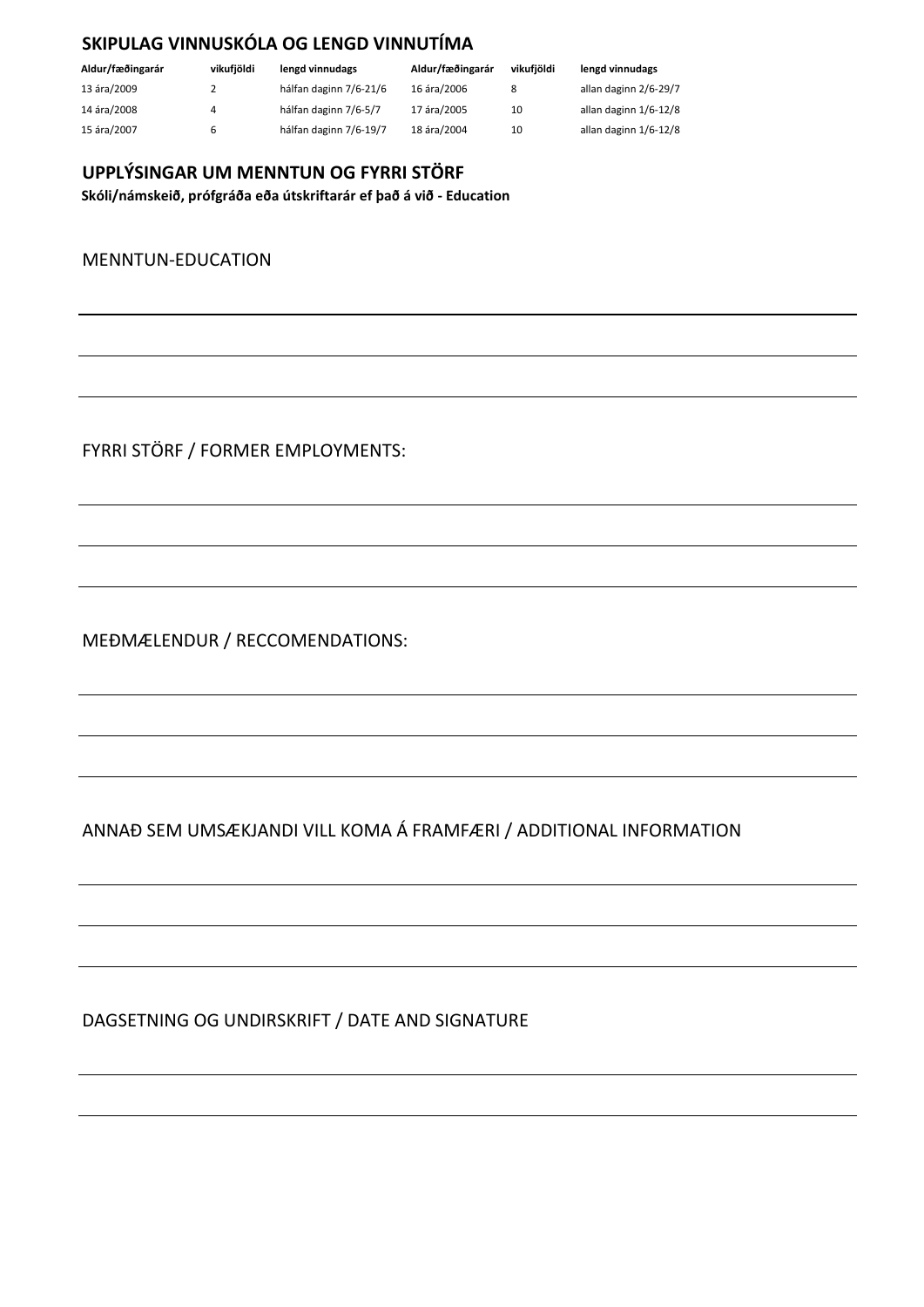## SKIPULAG VINNUSKÓLA OG LENGD VINNUTÍMA

| Aldur/fæðingarár | vikufjöldi | lengd vinnudags | Aldur/fæðingarár | vikufjöldi | lengd vinnudags |
|---|---|---|---|---|---|
| 13 ára/2009 | 2 | hálfan daginn 7/6-21/6 | 16 ára/2006 | 8 | allan daginn 2/6-29/7 |
| 14 ára/2008 | 4 | hálfan daginn 7/6-5/7 | 17 ára/2005 | 10 | allan daginn 1/6-12/8 |
| 15 ára/2007 | 6 | hálfan daginn 7/6-19/7 | 18 ára/2004 | 10 | allan daginn 1/6-12/8 |

## UPPLÝSINGAR UM MENNTUN OG FYRRI STÖRF

**Skóli/námskeið, prófgráða eða útskriftarár ef það á við - Education**

MENNTUN-EDUCATION

FYRRI STÖRF / FORMER EMPLOYMENTS:

MEÐMÆLENDUR / RECCOMENDATIONS:

ANNAÐ SEM UMSÆKJANDI VILL KOMA Á FRAMFÆRI / ADDITIONAL INFORMATION

DAGSETNING OG UNDIRSKRIFT / DATE AND SIGNATURE